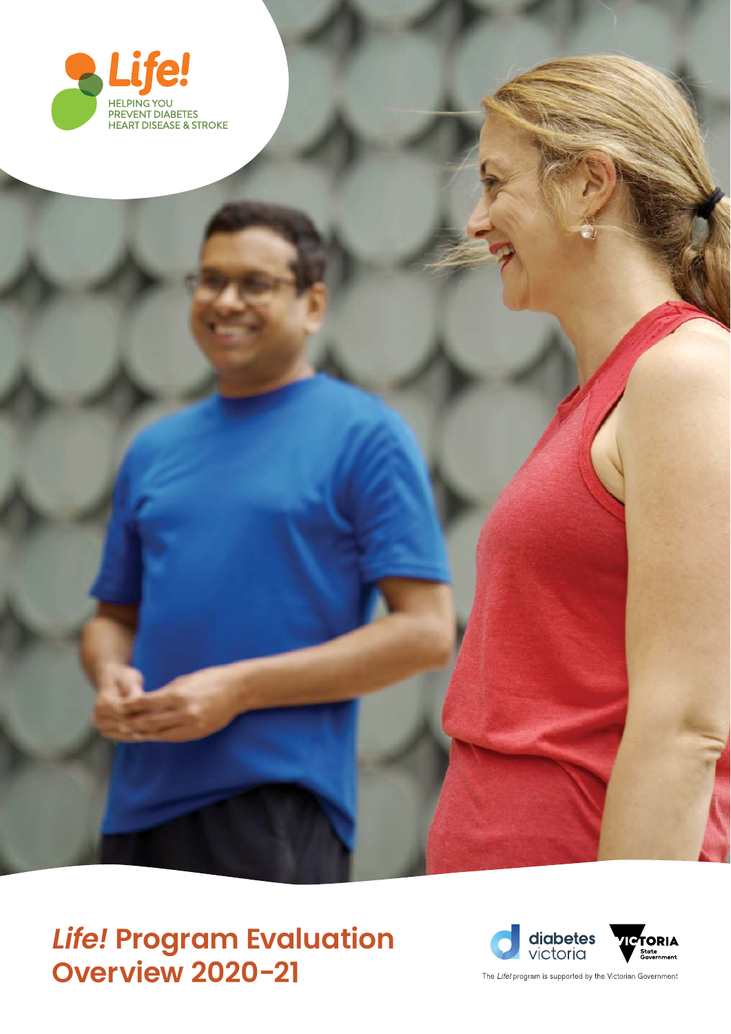Life!

HELPING YOU
PREVENT DIABETES
HEART DISEASE & STROKE

# *Life!* Program Evaluation Overview 2020-21

diabetes victoria

VICTORIA State Government

The *Life!* program is supported by the Victorian Government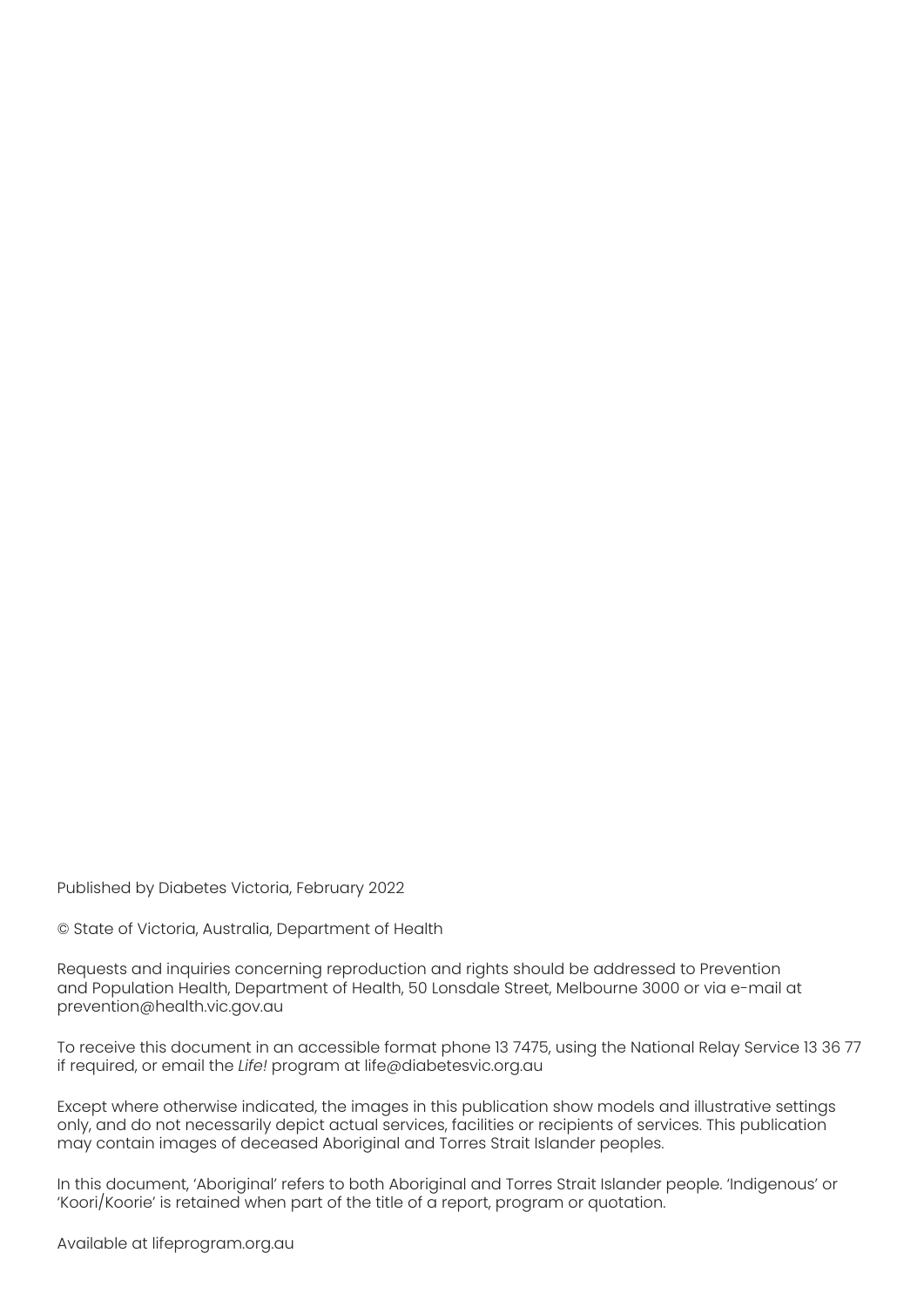Published by Diabetes Victoria, February 2022

© State of Victoria, Australia, Department of Health

Requests and inquiries concerning reproduction and rights should be addressed to Prevention and Population Health, Department of Health, 50 Lonsdale Street, Melbourne 3000 or via e-mail at prevention@health.vic.gov.au

To receive this document in an accessible format phone 13 7475, using the National Relay Service 13 36 77 if required, or email the *Life!* program at life@diabetesvic.org.au

Except where otherwise indicated, the images in this publication show models and illustrative settings only, and do not necessarily depict actual services, facilities or recipients of services. This publication may contain images of deceased Aboriginal and Torres Strait Islander peoples.

In this document, 'Aboriginal' refers to both Aboriginal and Torres Strait Islander people. 'Indigenous' or 'Koori/Koorie' is retained when part of the title of a report, program or quotation.

Available at lifeprogram.org.au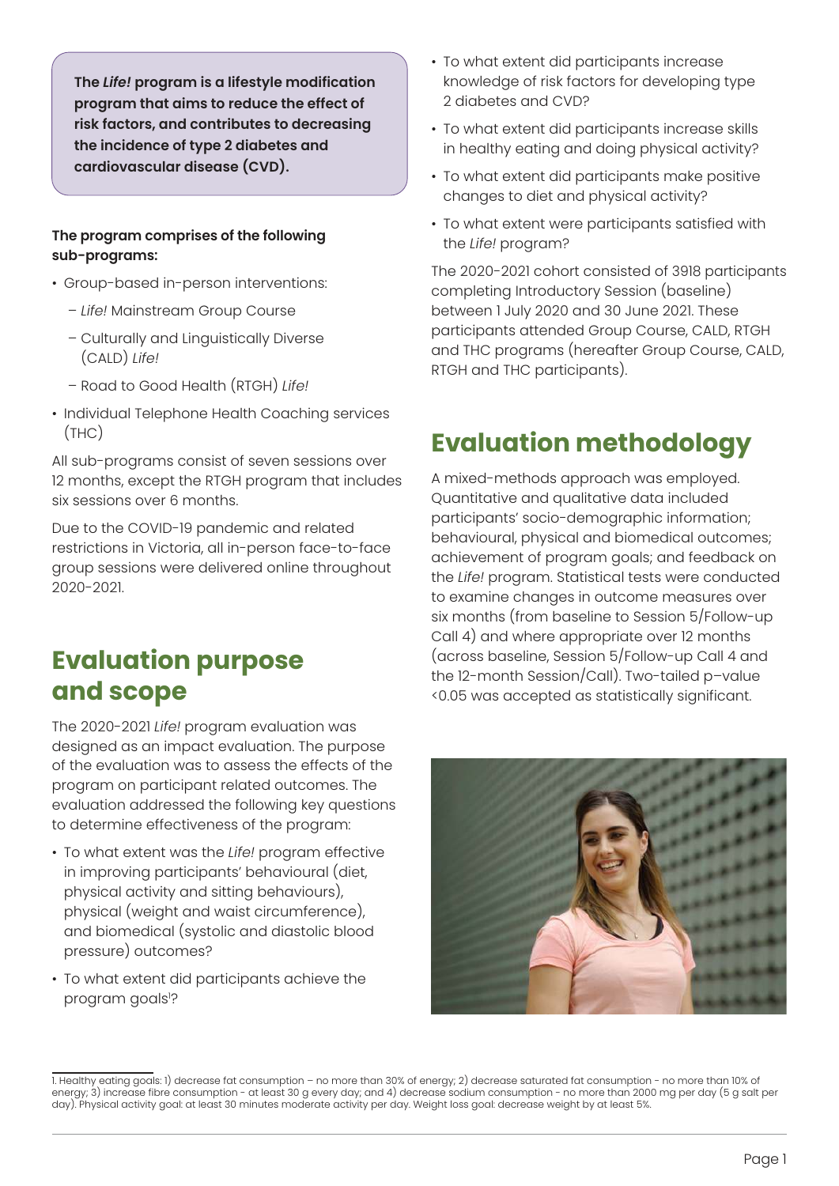**The *Life!* program is a lifestyle modification program that aims to reduce the effect of risk factors, and contributes to decreasing the incidence of type 2 diabetes and cardiovascular disease (CVD).**

**The program comprises of the following sub-programs:**

- Group-based in-person interventions:
  - *Life!* Mainstream Group Course
  - Culturally and Linguistically Diverse (CALD) *Life!*
  - Road to Good Health (RTGH) *Life!*
- Individual Telephone Health Coaching services (THC)

All sub-programs consist of seven sessions over 12 months, except the RTGH program that includes six sessions over 6 months.

Due to the COVID-19 pandemic and related restrictions in Victoria, all in-person face-to-face group sessions were delivered online throughout 2020-2021.

## Evaluation purpose and scope

The 2020-2021 *Life!* program evaluation was designed as an impact evaluation. The purpose of the evaluation was to assess the effects of the program on participant related outcomes. The evaluation addressed the following key questions to determine effectiveness of the program:

- To what extent was the *Life!* program effective in improving participants' behavioural (diet, physical activity and sitting behaviours), physical (weight and waist circumference), and biomedical (systolic and diastolic blood pressure) outcomes?
- To what extent did participants achieve the program goals[1]?
- To what extent did participants increase knowledge of risk factors for developing type 2 diabetes and CVD?
- To what extent did participants increase skills in healthy eating and doing physical activity?
- To what extent did participants make positive changes to diet and physical activity?
- To what extent were participants satisfied with the *Life!* program?

The 2020-2021 cohort consisted of 3918 participants completing Introductory Session (baseline) between 1 July 2020 and 30 June 2021. These participants attended Group Course, CALD, RTGH and THC programs (hereafter Group Course, CALD, RTGH and THC participants).

## Evaluation methodology

A mixed-methods approach was employed. Quantitative and qualitative data included participants' socio-demographic information; behavioural, physical and biomedical outcomes; achievement of program goals; and feedback on the *Life!* program. Statistical tests were conducted to examine changes in outcome measures over six months (from baseline to Session 5/Follow-up Call 4) and where appropriate over 12 months (across baseline, Session 5/Follow-up Call 4 and the 12-month Session/Call). Two-tailed p–value $<0.05$ was accepted as statistically significant.

1. Healthy eating goals: 1) decrease fat consumption – no more than 30% of energy; 2) decrease saturated fat consumption - no more than 10% of energy; 3) increase fibre consumption - at least 30 g every day; and 4) decrease sodium consumption - no more than 2000 mg per day (5 g salt per day). Physical activity goal: at least 30 minutes moderate activity per day. Weight loss goal: decrease weight by at least 5%.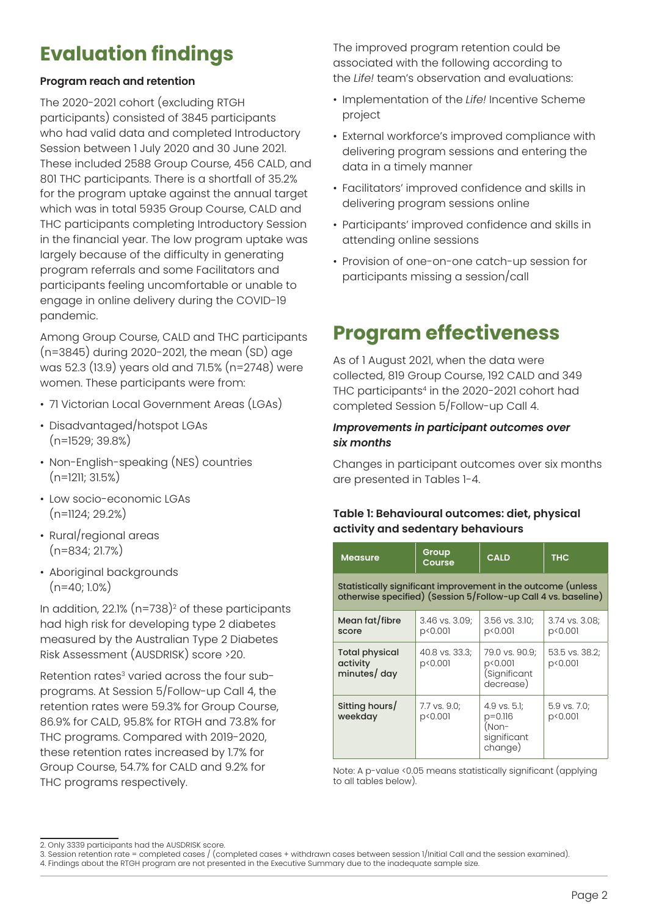# Evaluation findings

**Program reach and retention**

The 2020-2021 cohort (excluding RTGH participants) consisted of 3845 participants who had valid data and completed Introductory Session between 1 July 2020 and 30 June 2021. These included 2588 Group Course, 456 CALD, and 801 THC participants. There is a shortfall of 35.2% for the program uptake against the annual target which was in total 5935 Group Course, CALD and THC participants completing Introductory Session in the financial year. The low program uptake was largely because of the difficulty in generating program referrals and some Facilitators and participants feeling uncomfortable or unable to engage in online delivery during the COVID-19 pandemic.

Among Group Course, CALD and THC participants (n=3845) during 2020-2021, the mean (SD) age was 52.3 (13.9) years old and 71.5% (n=2748) were women. These participants were from:

- 71 Victorian Local Government Areas (LGAs)
- Disadvantaged/hotspot LGAs (n=1529; 39.8%)
- Non-English-speaking (NES) countries (n=1211; 31.5%)
- Low socio-economic LGAs (n=1124; 29.2%)
- Rural/regional areas (n=834; 21.7%)
- Aboriginal backgrounds (n=40; 1.0%)

In addition, 22.1% (n=738)[2] of these participants had high risk for developing type 2 diabetes measured by the Australian Type 2 Diabetes Risk Assessment (AUSDRISK) score >20.

Retention rates[3] varied across the four sub-programs. At Session 5/Follow-up Call 4, the retention rates were 59.3% for Group Course, 86.9% for CALD, 95.8% for RTGH and 73.8% for THC programs. Compared with 2019-2020, these retention rates increased by 1.7% for Group Course, 54.7% for CALD and 9.2% for THC programs respectively.

The improved program retention could be associated with the following according to the *Life!* team's observation and evaluations:

- Implementation of the *Life!* Incentive Scheme project
- External workforce's improved compliance with delivering program sessions and entering the data in a timely manner
- Facilitators' improved confidence and skills in delivering program sessions online
- Participants' improved confidence and skills in attending online sessions
- Provision of one-on-one catch-up session for participants missing a session/call

# Program effectiveness

As of 1 August 2021, when the data were collected, 819 Group Course, 192 CALD and 349 THC participants[4] in the 2020-2021 cohort had completed Session 5/Follow-up Call 4.

***Improvements in participant outcomes over six months***

Changes in participant outcomes over six months are presented in Tables 1-4.

**Table 1: Behavioural outcomes: diet, physical activity and sedentary behaviours**

| Measure | Group Course | CALD | THC |
|---|---|---|---|
| Statistically significant improvement in the outcome (unless otherwise specified) (Session 5/Follow-up Call 4 vs. baseline) | | | |
| **Mean fat/fibre score** | 3.46 vs. 3.09; $p<0.001$ | 3.56 vs. 3.10; $p<0.001$ | 3.74 vs. 3.08; $p<0.001$ |
| **Total physical activity minutes/ day** | 40.8 vs. 33.3; $p<0.001$ | 79.0 vs. 90.9; $p<0.001$ (Significant decrease) | 53.5 vs. 38.2; $p<0.001$ |
| **Sitting hours/ weekday** | 7.7 vs. 9.0; $p<0.001$ | 4.9 vs. 5.1; $p=0.116$ (Non-significant change) | 5.9 vs. 7.0; $p<0.001$ |

Note: A p-value <0.05 means statistically significant (applying to all tables below).

2. Only 3339 participants had the AUSDRISK score.
3. Session retention rate = completed cases / (completed cases + withdrawn cases between session 1/Initial Call and the session examined).
4. Findings about the RTGH program are not presented in the Executive Summary due to the inadequate sample size.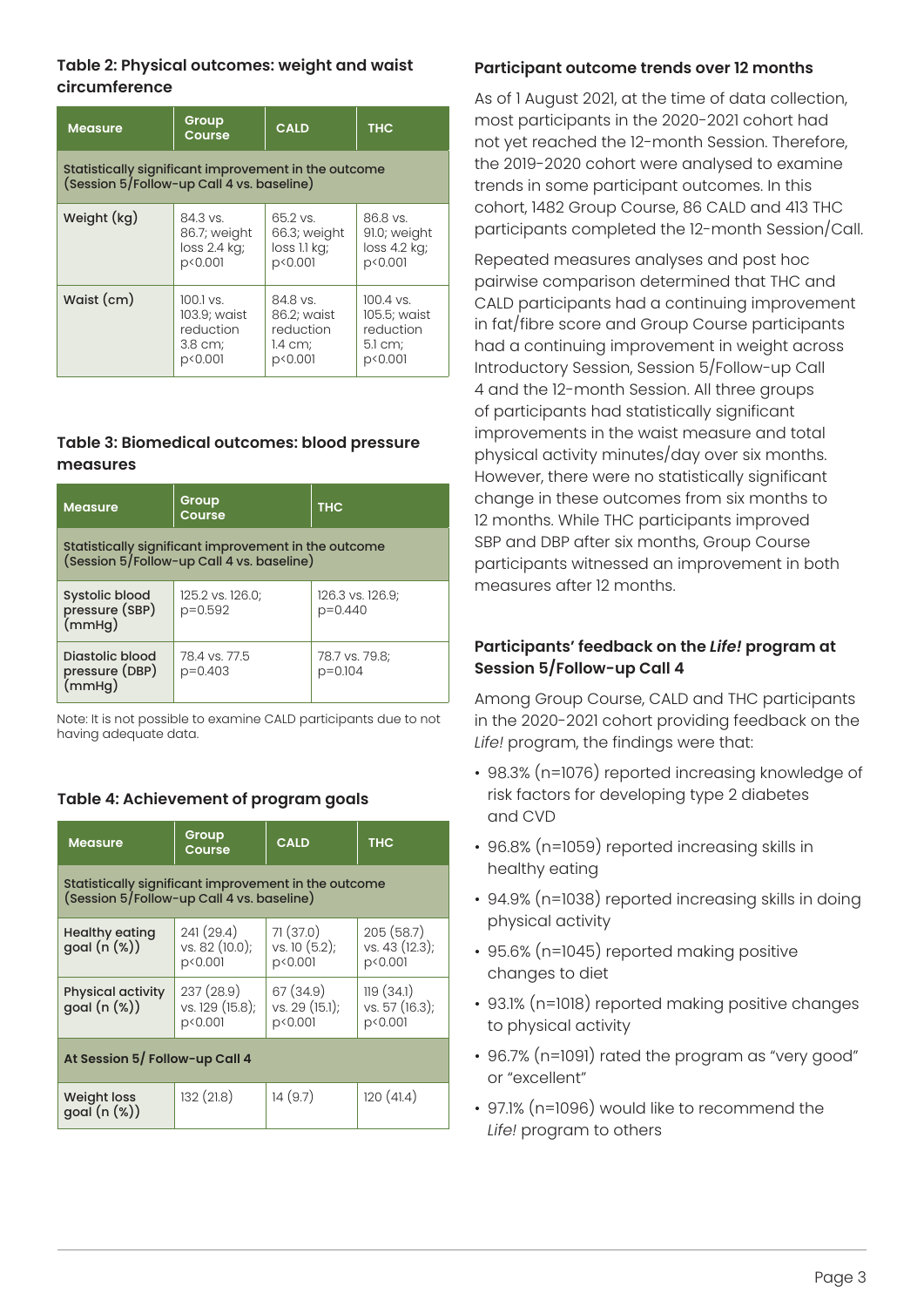### Table 2: Physical outcomes: weight and waist circumference

| Measure | Group Course | CALD | THC |
|---|---|---|---|
| Statistically significant improvement in the outcome (Session 5/Follow-up Call 4 vs. baseline) | | | |
| Weight (kg) | 84.3 vs. 86.7; weight loss 2.4 kg; $p<0.001$ | 65.2 vs. 66.3; weight loss 1.1 kg; $p<0.001$ | 86.8 vs. 91.0; weight loss 4.2 kg; $p<0.001$ |
| Waist (cm) | 100.1 vs. 103.9; waist reduction 3.8 cm; $p<0.001$ | 84.8 vs. 86.2; waist reduction 1.4 cm; $p<0.001$ | 100.4 vs. 105.5; waist reduction 5.1 cm; $p<0.001$ |

### Table 3: Biomedical outcomes: blood pressure measures

| Measure | Group Course | THC |
|---|---|---|
| Statistically significant improvement in the outcome (Session 5/Follow-up Call 4 vs. baseline) | | |
| Systolic blood pressure (SBP) (mmHg) | 125.2 vs. 126.0; $p=0.592$ | 126.3 vs. 126.9; $p=0.440$ |
| Diastolic blood pressure (DBP) (mmHg) | 78.4 vs. 77.5 $p=0.403$ | 78.7 vs. 79.8; $p=0.104$ |

Note: It is not possible to examine CALD participants due to not having adequate data.

### Table 4: Achievement of program goals

| Measure | Group Course | CALD | THC |
|---|---|---|---|
| Statistically significant improvement in the outcome (Session 5/Follow-up Call 4 vs. baseline) | | | |
| Healthy eating goal (n (%)) | 241 (29.4) vs. 82 (10.0); $p<0.001$ | 71 (37.0) vs. 10 (5.2); $p<0.001$ | 205 (58.7) vs. 43 (12.3); $p<0.001$ |
| Physical activity goal (n (%)) | 237 (28.9) vs. 129 (15.8); $p<0.001$ | 67 (34.9) vs. 29 (15.1); $p<0.001$ | 119 (34.1) vs. 57 (16.3); $p<0.001$ |
| At Session 5/ Follow-up Call 4 | | | |
| Weight loss goal (n (%)) | 132 (21.8) | 14 (9.7) | 120 (41.4) |

### Participant outcome trends over 12 months

As of 1 August 2021, at the time of data collection, most participants in the 2020-2021 cohort had not yet reached the 12-month Session. Therefore, the 2019-2020 cohort were analysed to examine trends in some participant outcomes. In this cohort, 1482 Group Course, 86 CALD and 413 THC participants completed the 12-month Session/Call.

Repeated measures analyses and post hoc pairwise comparison determined that THC and CALD participants had a continuing improvement in fat/fibre score and Group Course participants had a continuing improvement in weight across Introductory Session, Session 5/Follow-up Call 4 and the 12-month Session. All three groups of participants had statistically significant improvements in the waist measure and total physical activity minutes/day over six months. However, there were no statistically significant change in these outcomes from six months to 12 months. While THC participants improved SBP and DBP after six months, Group Course participants witnessed an improvement in both measures after 12 months.

### Participants' feedback on the *Life!* program at Session 5/Follow-up Call 4

Among Group Course, CALD and THC participants in the 2020-2021 cohort providing feedback on the *Life!* program, the findings were that:

- 98.3% (n=1076) reported increasing knowledge of risk factors for developing type 2 diabetes and CVD
- 96.8% (n=1059) reported increasing skills in healthy eating
- 94.9% (n=1038) reported increasing skills in doing physical activity
- 95.6% (n=1045) reported making positive changes to diet
- 93.1% (n=1018) reported making positive changes to physical activity
- 96.7% (n=1091) rated the program as "very good" or "excellent"
- 97.1% (n=1096) would like to recommend the *Life!* program to others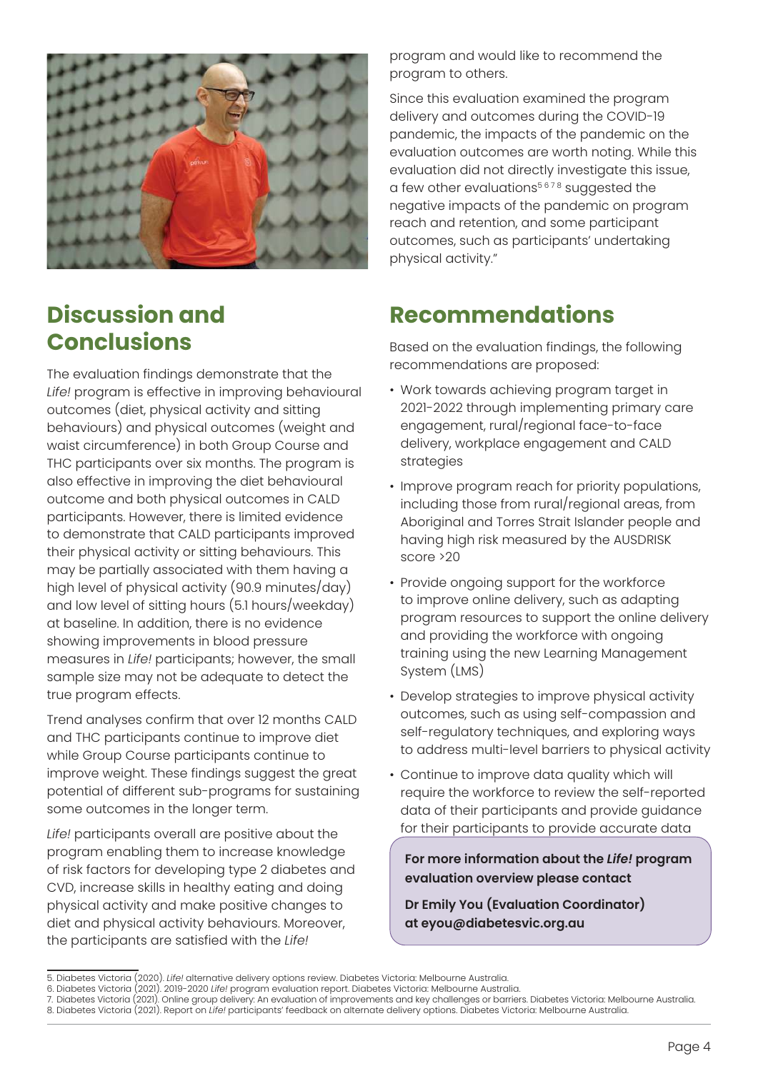program and would like to recommend the program to others.

Since this evaluation examined the program delivery and outcomes during the COVID-19 pandemic, the impacts of the pandemic on the evaluation outcomes are worth noting. While this evaluation did not directly investigate this issue, a few other evaluations[5 6 7 8] suggested the negative impacts of the pandemic on program reach and retention, and some participant outcomes, such as participants' undertaking physical activity."

## Discussion and Conclusions

The evaluation findings demonstrate that the *Life!* program is effective in improving behavioural outcomes (diet, physical activity and sitting behaviours) and physical outcomes (weight and waist circumference) in both Group Course and THC participants over six months. The program is also effective in improving the diet behavioural outcome and both physical outcomes in CALD participants. However, there is limited evidence to demonstrate that CALD participants improved their physical activity or sitting behaviours. This may be partially associated with them having a high level of physical activity (90.9 minutes/day) and low level of sitting hours (5.1 hours/weekday) at baseline. In addition, there is no evidence showing improvements in blood pressure measures in *Life!* participants; however, the small sample size may not be adequate to detect the true program effects.

Trend analyses confirm that over 12 months CALD and THC participants continue to improve diet while Group Course participants continue to improve weight. These findings suggest the great potential of different sub-programs for sustaining some outcomes in the longer term.

*Life!* participants overall are positive about the program enabling them to increase knowledge of risk factors for developing type 2 diabetes and CVD, increase skills in healthy eating and doing physical activity and make positive changes to diet and physical activity behaviours. Moreover, the participants are satisfied with the *Life!*

## Recommendations

Based on the evaluation findings, the following recommendations are proposed:

- Work towards achieving program target in 2021-2022 through implementing primary care engagement, rural/regional face-to-face delivery, workplace engagement and CALD strategies
- Improve program reach for priority populations, including those from rural/regional areas, from Aboriginal and Torres Strait Islander people and having high risk measured by the AUSDRISK score >20
- Provide ongoing support for the workforce to improve online delivery, such as adapting program resources to support the online delivery and providing the workforce with ongoing training using the new Learning Management System (LMS)
- Develop strategies to improve physical activity outcomes, such as using self-compassion and self-regulatory techniques, and exploring ways to address multi-level barriers to physical activity
- Continue to improve data quality which will require the workforce to review the self-reported data of their participants and provide guidance for their participants to provide accurate data

**For more information about the *Life!* program evaluation overview please contact**

**Dr Emily You (Evaluation Coordinator) at eyou@diabetesvic.org.au**

5. Diabetes Victoria (2020). *Life!* alternative delivery options review. Diabetes Victoria: Melbourne Australia.
6. Diabetes Victoria (2021). 2019-2020 *Life!* program evaluation report. Diabetes Victoria: Melbourne Australia.
7. Diabetes Victoria (2021). Online group delivery: An evaluation of improvements and key challenges or barriers. Diabetes Victoria: Melbourne Australia.
8. Diabetes Victoria (2021). Report on *Life!* participants' feedback on alternate delivery options. Diabetes Victoria: Melbourne Australia.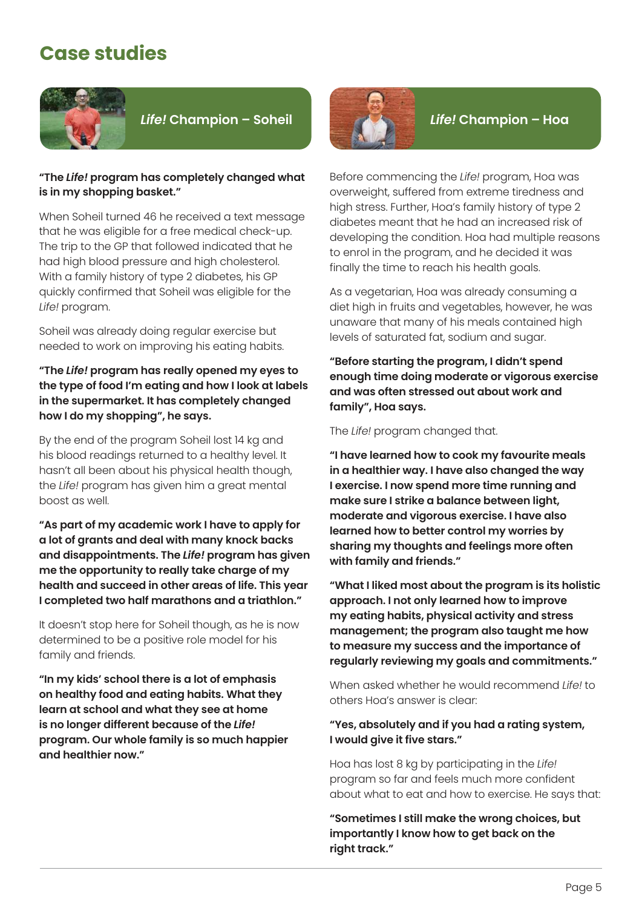# Case studies

## *Life!* Champion – Soheil

**"The *Life!* program has completely changed what is in my shopping basket."**

When Soheil turned 46 he received a text message that he was eligible for a free medical check-up. The trip to the GP that followed indicated that he had high blood pressure and high cholesterol. With a family history of type 2 diabetes, his GP quickly confirmed that Soheil was eligible for the *Life!* program.

Soheil was already doing regular exercise but needed to work on improving his eating habits.

**"The *Life!* program has really opened my eyes to the type of food I'm eating and how I look at labels in the supermarket. It has completely changed how I do my shopping", he says.**

By the end of the program Soheil lost 14 kg and his blood readings returned to a healthy level. It hasn't all been about his physical health though, the *Life!* program has given him a great mental boost as well.

**"As part of my academic work I have to apply for a lot of grants and deal with many knock backs and disappointments. The *Life!* program has given me the opportunity to really take charge of my health and succeed in other areas of life. This year I completed two half marathons and a triathlon."**

It doesn't stop here for Soheil though, as he is now determined to be a positive role model for his family and friends.

**"In my kids' school there is a lot of emphasis on healthy food and eating habits. What they learn at school and what they see at home is no longer different because of the *Life!* program. Our whole family is so much happier and healthier now."**

## *Life!* Champion – Hoa

Before commencing the *Life!* program, Hoa was overweight, suffered from extreme tiredness and high stress. Further, Hoa's family history of type 2 diabetes meant that he had an increased risk of developing the condition. Hoa had multiple reasons to enrol in the program, and he decided it was finally the time to reach his health goals.

As a vegetarian, Hoa was already consuming a diet high in fruits and vegetables, however, he was unaware that many of his meals contained high levels of saturated fat, sodium and sugar.

**"Before starting the program, I didn't spend enough time doing moderate or vigorous exercise and was often stressed out about work and family", Hoa says.**

The *Life!* program changed that.

**"I have learned how to cook my favourite meals in a healthier way. I have also changed the way I exercise. I now spend more time running and make sure I strike a balance between light, moderate and vigorous exercise. I have also learned how to better control my worries by sharing my thoughts and feelings more often with family and friends."**

**"What I liked most about the program is its holistic approach. I not only learned how to improve my eating habits, physical activity and stress management; the program also taught me how to measure my success and the importance of regularly reviewing my goals and commitments."**

When asked whether he would recommend *Life!* to others Hoa's answer is clear:

**"Yes, absolutely and if you had a rating system, I would give it five stars."**

Hoa has lost 8 kg by participating in the *Life!* program so far and feels much more confident about what to eat and how to exercise. He says that:

**"Sometimes I still make the wrong choices, but importantly I know how to get back on the right track."**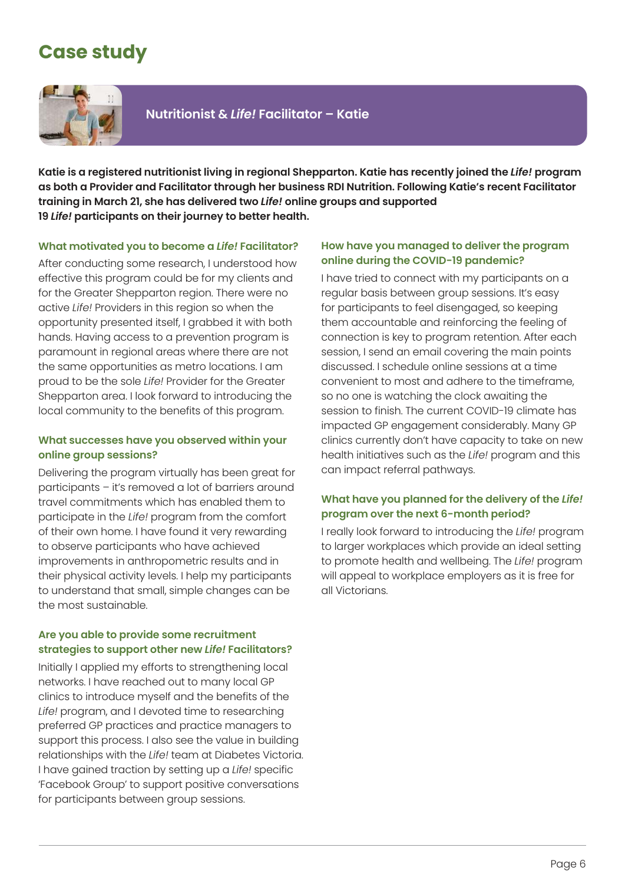# Case study

## Nutritionist & *Life!* Facilitator – Katie

**Katie is a registered nutritionist living in regional Shepparton. Katie has recently joined the *Life!* program as both a Provider and Facilitator through her business RDI Nutrition. Following Katie's recent Facilitator training in March 21, she has delivered two *Life!* online groups and supported 19 *Life!* participants on their journey to better health.**

### What motivated you to become a *Life!* Facilitator?

After conducting some research, I understood how effective this program could be for my clients and for the Greater Shepparton region. There were no active *Life!* Providers in this region so when the opportunity presented itself, I grabbed it with both hands. Having access to a prevention program is paramount in regional areas where there are not the same opportunities as metro locations. I am proud to be the sole *Life!* Provider for the Greater Shepparton area. I look forward to introducing the local community to the benefits of this program.

### What successes have you observed within your online group sessions?

Delivering the program virtually has been great for participants – it's removed a lot of barriers around travel commitments which has enabled them to participate in the *Life!* program from the comfort of their own home. I have found it very rewarding to observe participants who have achieved improvements in anthropometric results and in their physical activity levels. I help my participants to understand that small, simple changes can be the most sustainable.

### Are you able to provide some recruitment strategies to support other new *Life!* Facilitators?

Initially I applied my efforts to strengthening local networks. I have reached out to many local GP clinics to introduce myself and the benefits of the *Life!* program, and I devoted time to researching preferred GP practices and practice managers to support this process. I also see the value in building relationships with the *Life!* team at Diabetes Victoria. I have gained traction by setting up a *Life!* specific 'Facebook Group' to support positive conversations for participants between group sessions.

### How have you managed to deliver the program online during the COVID-19 pandemic?

I have tried to connect with my participants on a regular basis between group sessions. It's easy for participants to feel disengaged, so keeping them accountable and reinforcing the feeling of connection is key to program retention. After each session, I send an email covering the main points discussed. I schedule online sessions at a time convenient to most and adhere to the timeframe, so no one is watching the clock awaiting the session to finish. The current COVID-19 climate has impacted GP engagement considerably. Many GP clinics currently don't have capacity to take on new health initiatives such as the *Life!* program and this can impact referral pathways.

### What have you planned for the delivery of the *Life!* program over the next 6-month period?

I really look forward to introducing the *Life!* program to larger workplaces which provide an ideal setting to promote health and wellbeing. The *Life!* program will appeal to workplace employers as it is free for all Victorians.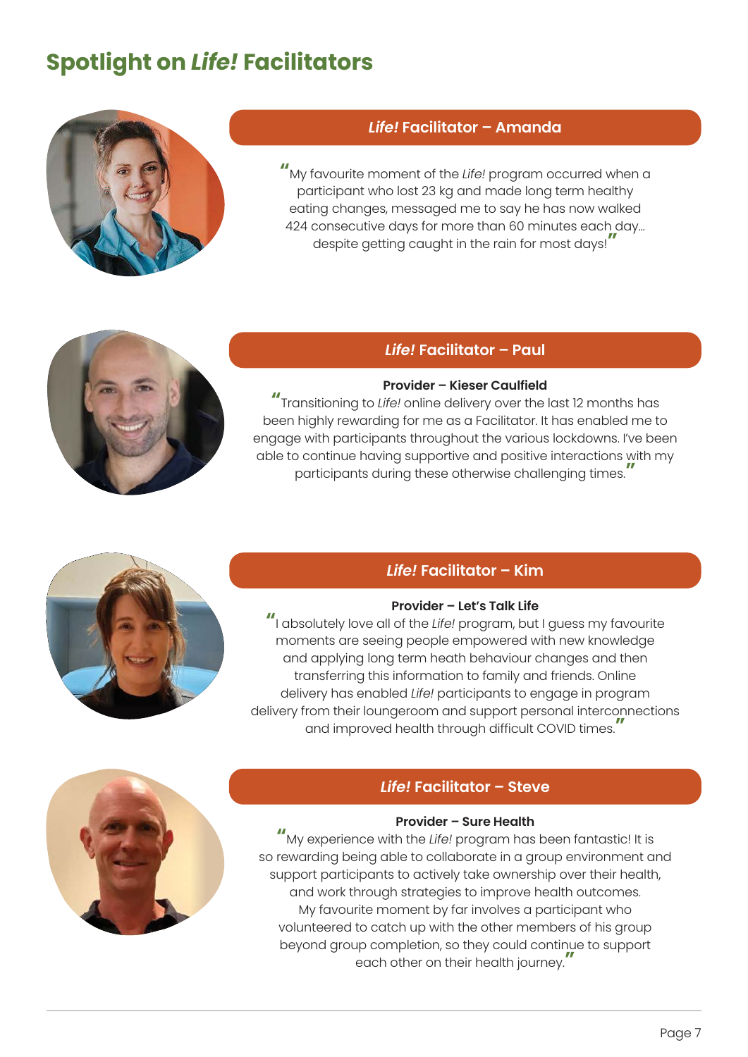# Spotlight on *Life!* Facilitators

## *Life!* Facilitator – Amanda

"My favourite moment of the *Life!* program occurred when a participant who lost 23 kg and made long term healthy eating changes, messaged me to say he has now walked 424 consecutive days for more than 60 minutes each day... despite getting caught in the rain for most days!"

## *Life!* Facilitator – Paul

**Provider – Kieser Caulfield**

"Transitioning to *Life!* online delivery over the last 12 months has been highly rewarding for me as a Facilitator. It has enabled me to engage with participants throughout the various lockdowns. I've been able to continue having supportive and positive interactions with my participants during these otherwise challenging times."

## *Life!* Facilitator – Kim

**Provider – Let's Talk Life**

"I absolutely love all of the *Life!* program, but I guess my favourite moments are seeing people empowered with new knowledge and applying long term heath behaviour changes and then transferring this information to family and friends. Online delivery has enabled *Life!* participants to engage in program delivery from their loungeroom and support personal interconnections and improved health through difficult COVID times."

## *Life!* Facilitator – Steve

**Provider – Sure Health**

"My experience with the *Life!* program has been fantastic! It is so rewarding being able to collaborate in a group environment and support participants to actively take ownership over their health, and work through strategies to improve health outcomes. My favourite moment by far involves a participant who volunteered to catch up with the other members of his group beyond group completion, so they could continue to support each other on their health journey."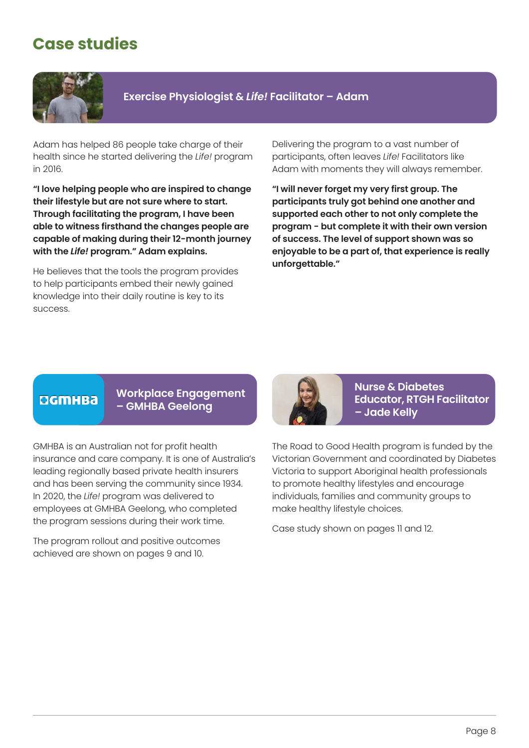# Case studies

## Exercise Physiologist & *Life!* Facilitator – Adam

Adam has helped 86 people take charge of their health since he started delivering the *Life!* program in 2016.

**"I love helping people who are inspired to change their lifestyle but are not sure where to start. Through facilitating the program, I have been able to witness firsthand the changes people are capable of making during their 12-month journey with the *Life!* program." Adam explains.**

He believes that the tools the program provides to help participants embed their newly gained knowledge into their daily routine is key to its success.

Delivering the program to a vast number of participants, often leaves *Life!* Facilitators like Adam with moments they will always remember.

**"I will never forget my very first group. The participants truly got behind one another and supported each other to not only complete the program - but complete it with their own version of success. The level of support shown was so enjoyable to be a part of, that experience is really unforgettable."**

## Workplace Engagement – GMHBA Geelong

GMHBA is an Australian not for profit health insurance and care company. It is one of Australia's leading regionally based private health insurers and has been serving the community since 1934. In 2020, the *Life!* program was delivered to employees at GMHBA Geelong, who completed the program sessions during their work time.

The program rollout and positive outcomes achieved are shown on pages 9 and 10.

## Nurse & Diabetes Educator, RTGH Facilitator – Jade Kelly

The Road to Good Health program is funded by the Victorian Government and coordinated by Diabetes Victoria to support Aboriginal health professionals to promote healthy lifestyles and encourage individuals, families and community groups to make healthy lifestyle choices.

Case study shown on pages 11 and 12.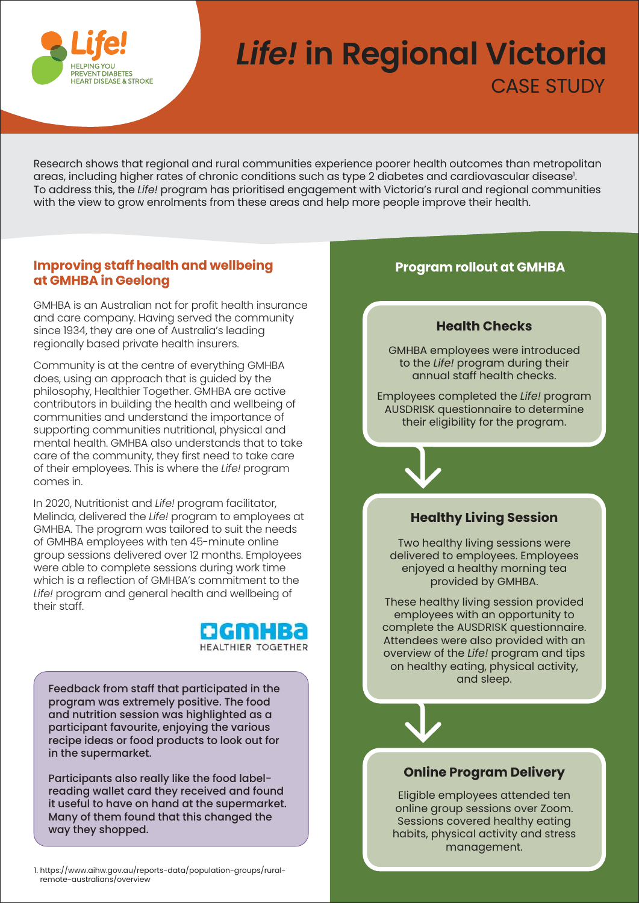# *Life!* in Regional Victoria

## CASE STUDY

Research shows that regional and rural communities experience poorer health outcomes than metropolitan areas, including higher rates of chronic conditions such as type 2 diabetes and cardiovascular disease[1]. To address this, the *Life!* program has prioritised engagement with Victoria's rural and regional communities with the view to grow enrolments from these areas and help more people improve their health.

## Improving staff health and wellbeing at GMHBA in Geelong

GMHBA is an Australian not for profit health insurance and care company. Having served the community since 1934, they are one of Australia's leading regionally based private health insurers.

Community is at the centre of everything GMHBA does, using an approach that is guided by the philosophy, Healthier Together. GMHBA are active contributors in building the health and wellbeing of communities and understand the importance of supporting communities nutritional, physical and mental health. GMHBA also understands that to take care of the community, they first need to take care of their employees. This is where the *Life!* program comes in.

In 2020, Nutritionist and *Life!* program facilitator, Melinda, delivered the *Life!* program to employees at GMHBA. The program was tailored to suit the needs of GMHBA employees with ten 45-minute online group sessions delivered over 12 months. Employees were able to complete sessions during work time which is a reflection of GMHBA's commitment to the *Life!* program and general health and wellbeing of their staff.

GMHBA HEALTHIER TOGETHER

Feedback from staff that participated in the program was extremely positive. The food and nutrition session was highlighted as a participant favourite, enjoying the various recipe ideas or food products to look out for in the supermarket.

Participants also really like the food label-reading wallet card they received and found it useful to have on hand at the supermarket. Many of them found that this changed the way they shopped.

## Program rollout at GMHBA

### Health Checks

GMHBA employees were introduced to the *Life!* program during their annual staff health checks.

Employees completed the *Life!* program AUSDRISK questionnaire to determine their eligibility for the program.

↓

### Healthy Living Session

Two healthy living sessions were delivered to employees. Employees enjoyed a healthy morning tea provided by GMHBA.

These healthy living session provided employees with an opportunity to complete the AUSDRISK questionnaire. Attendees were also provided with an overview of the *Life!* program and tips on healthy eating, physical activity, and sleep.

↓

### Online Program Delivery

Eligible employees attended ten online group sessions over Zoom. Sessions covered healthy eating habits, physical activity and stress management.

1. https://www.aihw.gov.au/reports-data/population-groups/rural-remote-australians/overview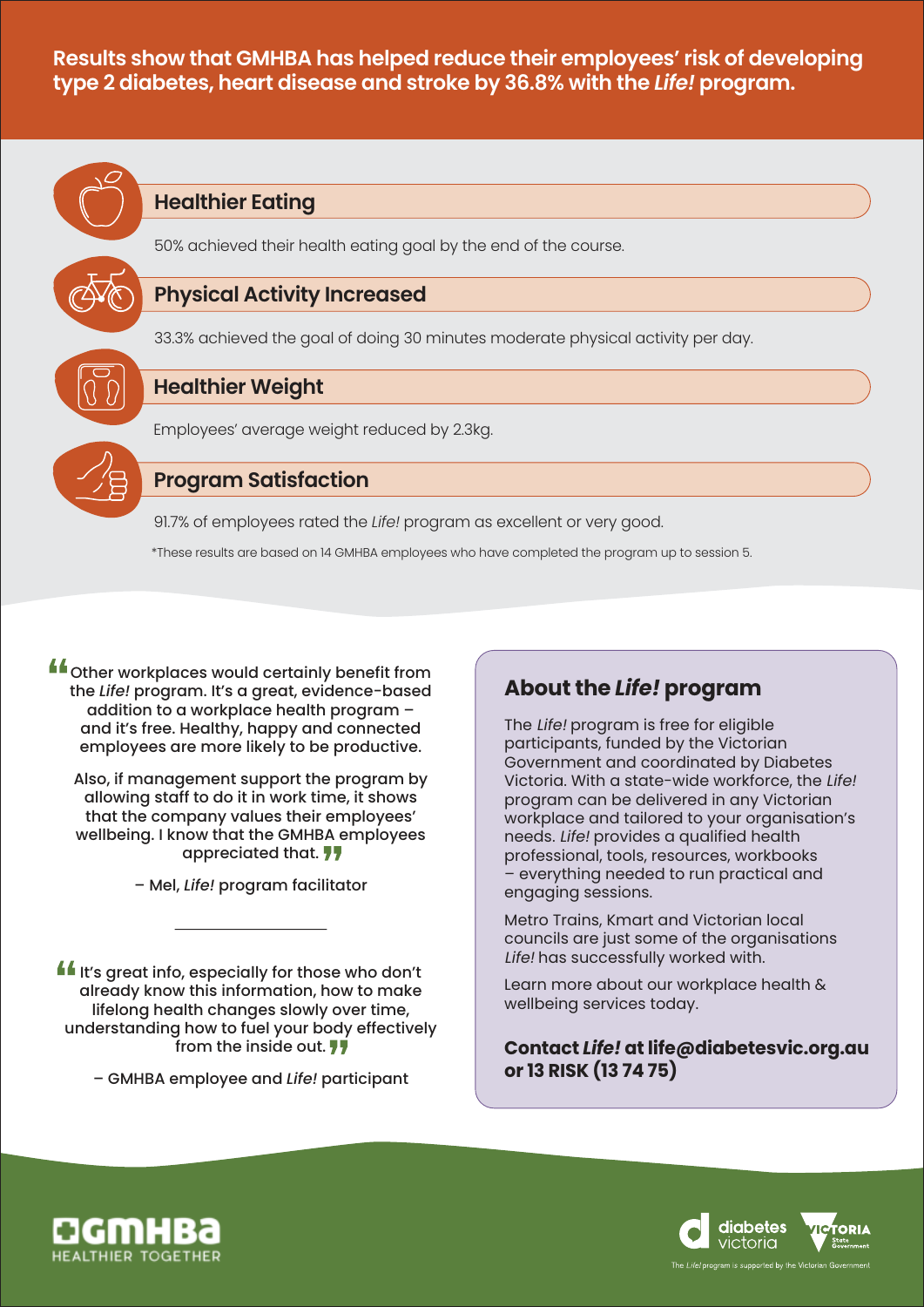**Results show that GMHBA has helped reduce their employees' risk of developing type 2 diabetes, heart disease and stroke by 36.8% with the *Life!* program.**

## Healthier Eating

50% achieved their health eating goal by the end of the course.

## Physical Activity Increased

33.3% achieved the goal of doing 30 minutes moderate physical activity per day.

## Healthier Weight

Employees' average weight reduced by 2.3kg.

## Program Satisfaction

91.7% of employees rated the *Life!* program as excellent or very good.

*These results are based on 14 GMHBA employees who have completed the program up to session 5.

"Other workplaces would certainly benefit from the *Life!* program. It's a great, evidence-based addition to a workplace health program – and it's free. Healthy, happy and connected employees are more likely to be productive.

Also, if management support the program by allowing staff to do it in work time, it shows that the company values their employees' wellbeing. I know that the GMHBA employees appreciated that."

– Mel, *Life!* program facilitator

---

"It's great info, especially for those who don't already know this information, how to make lifelong health changes slowly over time, understanding how to fuel your body effectively from the inside out."

– GMHBA employee and *Life!* participant

## About the *Life!* program

The *Life!* program is free for eligible participants, funded by the Victorian Government and coordinated by Diabetes Victoria. With a state-wide workforce, the *Life!* program can be delivered in any Victorian workplace and tailored to your organisation's needs. *Life!* provides a qualified health professional, tools, resources, workbooks – everything needed to run practical and engaging sessions.

Metro Trains, Kmart and Victorian local councils are just some of the organisations *Life!* has successfully worked with.

Learn more about our workplace health & wellbeing services today.

**Contact *Life!* at life@diabetesvic.org.au or 13 RISK (13 74 75)**

GMHBA HEALTHIER TOGETHER

diabetes victoria | VICTORIA State Government

The *Life!* program is supported by the Victorian Government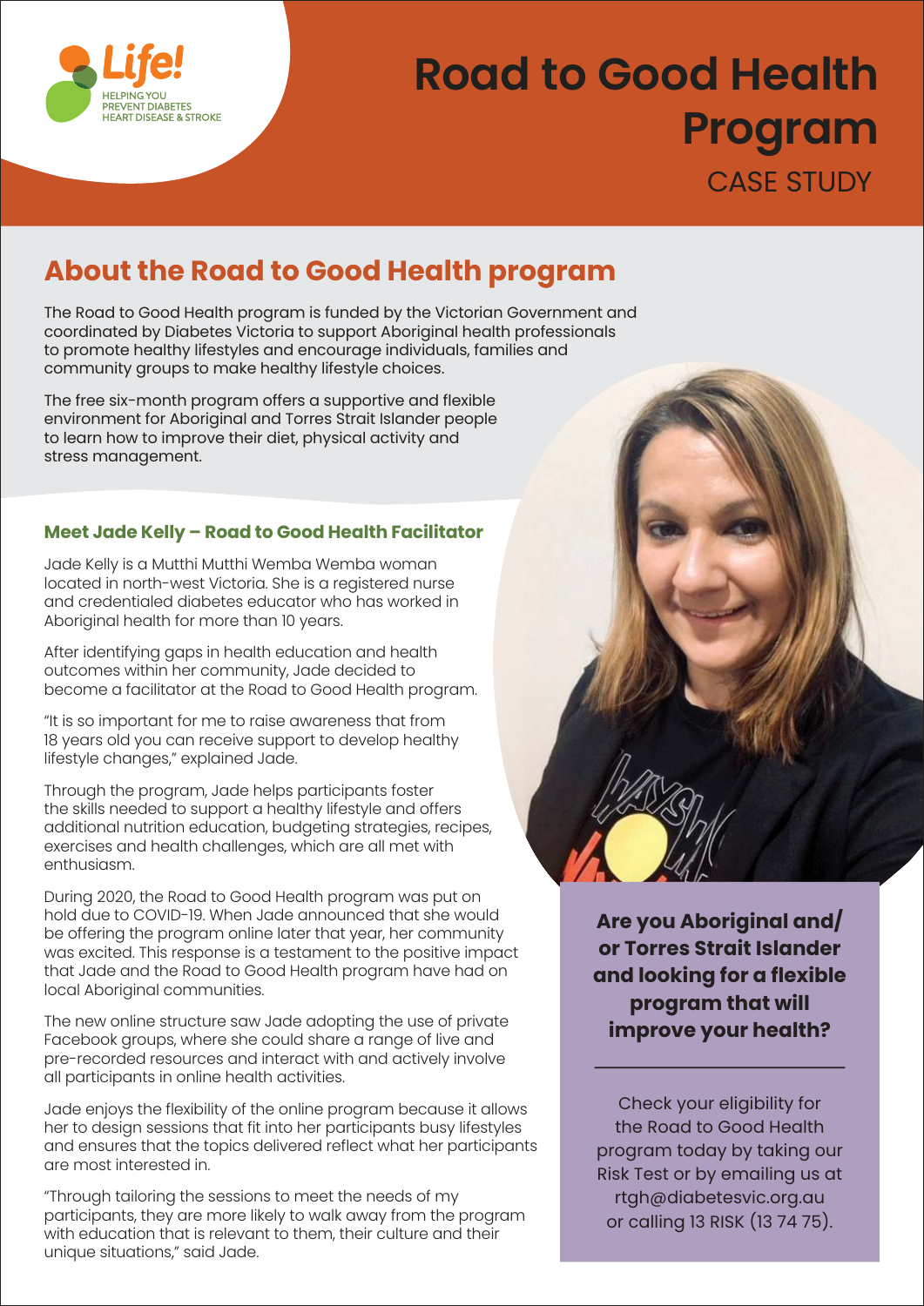Life! HELPING YOU PREVENT DIABETES HEART DISEASE & STROKE

# Road to Good Health Program

CASE STUDY

## About the Road to Good Health program

The Road to Good Health program is funded by the Victorian Government and coordinated by Diabetes Victoria to support Aboriginal health professionals to promote healthy lifestyles and encourage individuals, families and community groups to make healthy lifestyle choices.

The free six-month program offers a supportive and flexible environment for Aboriginal and Torres Strait Islander people to learn how to improve their diet, physical activity and stress management.

### Meet Jade Kelly – Road to Good Health Facilitator

Jade Kelly is a Mutthi Mutthi Wemba Wemba woman located in north-west Victoria. She is a registered nurse and credentialed diabetes educator who has worked in Aboriginal health for more than 10 years.

After identifying gaps in health education and health outcomes within her community, Jade decided to become a facilitator at the Road to Good Health program.

"It is so important for me to raise awareness that from 18 years old you can receive support to develop healthy lifestyle changes," explained Jade.

Through the program, Jade helps participants foster the skills needed to support a healthy lifestyle and offers additional nutrition education, budgeting strategies, recipes, exercises and health challenges, which are all met with enthusiasm.

During 2020, the Road to Good Health program was put on hold due to COVID-19. When Jade announced that she would be offering the program online later that year, her community was excited. This response is a testament to the positive impact that Jade and the Road to Good Health program have had on local Aboriginal communities.

The new online structure saw Jade adopting the use of private Facebook groups, where she could share a range of live and pre-recorded resources and interact with and actively involve all participants in online health activities.

Jade enjoys the flexibility of the online program because it allows her to design sessions that fit into her participants busy lifestyles and ensures that the topics delivered reflect what her participants are most interested in.

"Through tailoring the sessions to meet the needs of my participants, they are more likely to walk away from the program with education that is relevant to them, their culture and their unique situations," said Jade.

**Are you Aboriginal and/or Torres Strait Islander and looking for a flexible program that will improve your health?**

Check your eligibility for the Road to Good Health program today by taking our Risk Test or by emailing us at rtgh@diabetesvic.org.au or calling 13 RISK (13 74 75).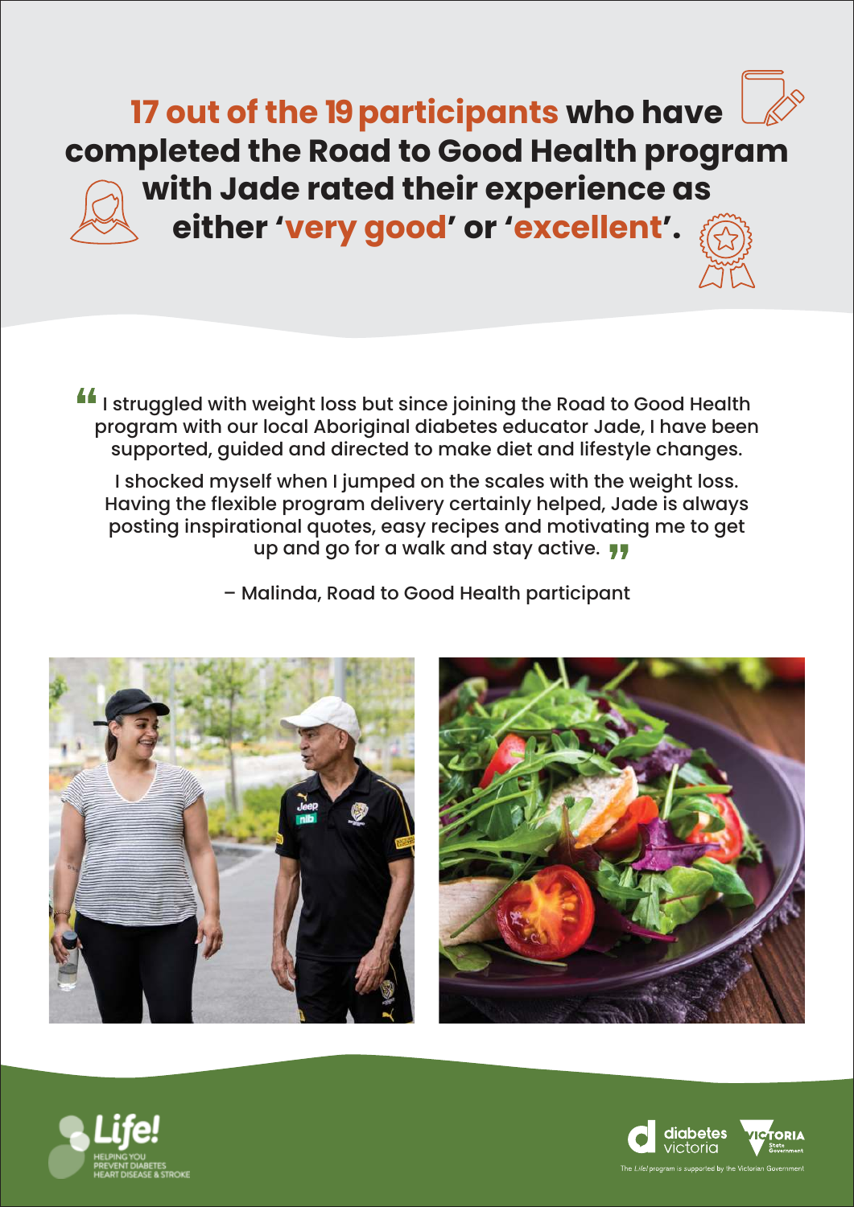## **17 out of the 19 participants** who have completed the Road to Good Health program with Jade rated their experience as either '**very good**' or '**excellent**'.

"I struggled with weight loss but since joining the Road to Good Health program with our local Aboriginal diabetes educator Jade, I have been supported, guided and directed to make diet and lifestyle changes.

I shocked myself when I jumped on the scales with the weight loss. Having the flexible program delivery certainly helped, Jade is always posting inspirational quotes, easy recipes and motivating me to get up and go for a walk and stay active."

– Malinda, Road to Good Health participant

Life! HELPING YOU PREVENT DIABETES HEART DISEASE & STROKE

diabetes victoria | VICTORIA State Government

The *Life!* program is supported by the Victorian Government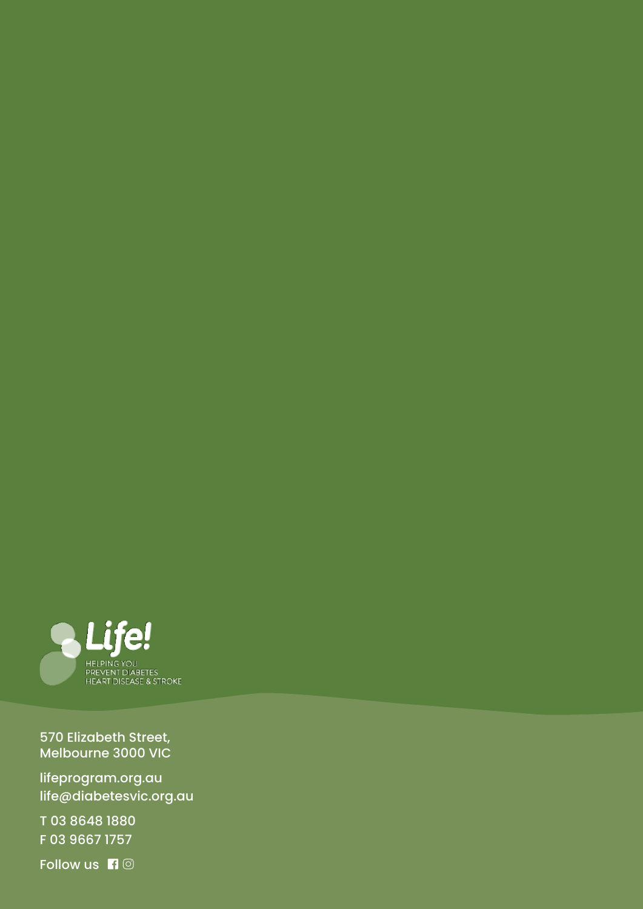Life!

HELPING YOU
PREVENT DIABETES
HEART DISEASE & STROKE

570 Elizabeth Street,
Melbourne 3000 VIC

lifeprogram.org.au
life@diabetesvic.org.au

T 03 8648 1880
F 03 9667 1757

Follow us